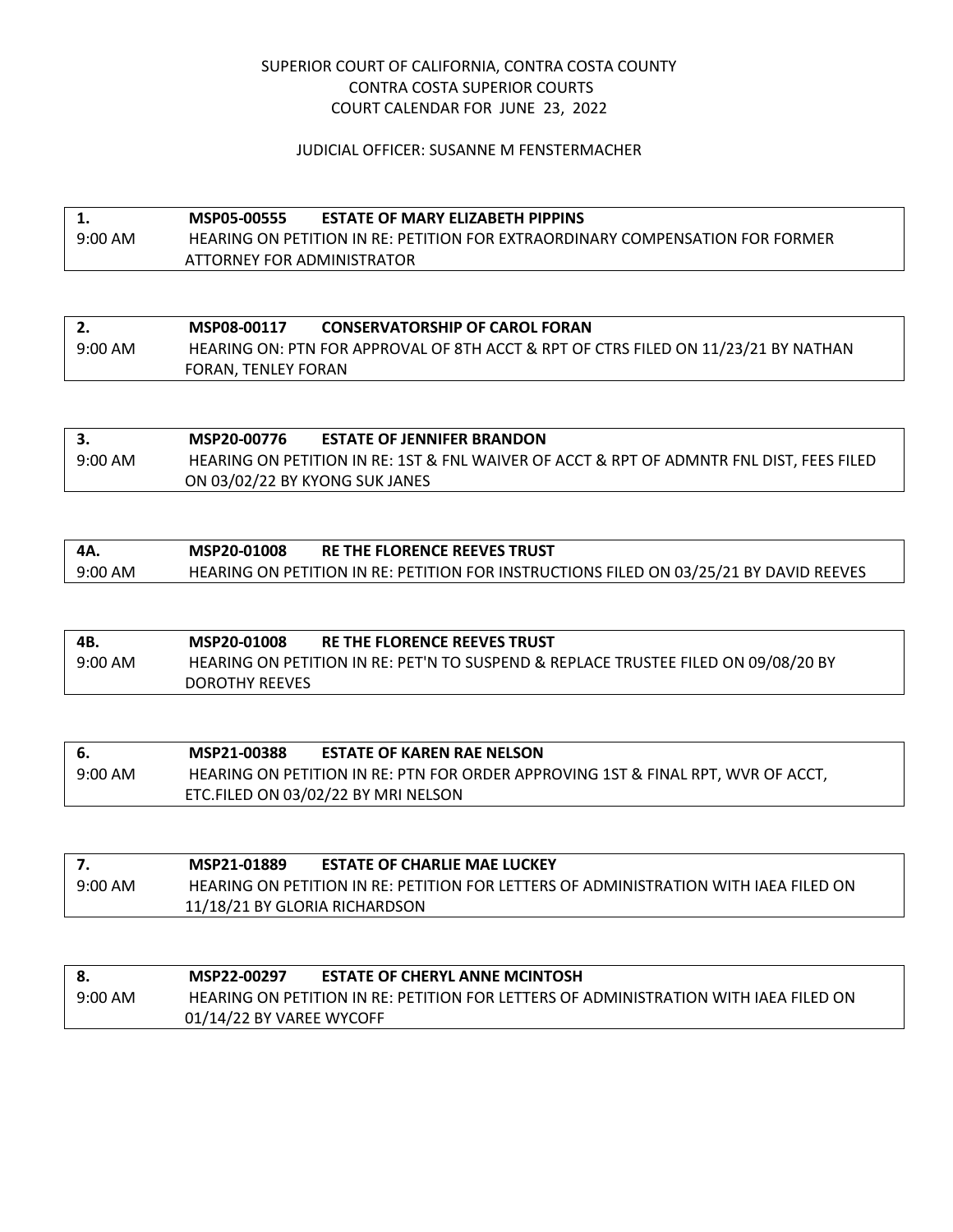SUPERIOR COURT OF CALIFORNIA, CONTRA COSTA COUNTY
CONTRA COSTA SUPERIOR COURTS
COURT CALENDAR FOR JUNE 23, 2022

JUDICIAL OFFICER: SUSANNE M FENSTERMACHER

| **1.** | **MSP05-00555** **ESTATE OF MARY ELIZABETH PIPPINS** |
|---|---|
| 9:00 AM | HEARING ON PETITION IN RE: PETITION FOR EXTRAORDINARY COMPENSATION FOR FORMER ATTORNEY FOR ADMINISTRATOR |

| **2.** | **MSP08-00117** **CONSERVATORSHIP OF CAROL FORAN** |
|---|---|
| 9:00 AM | HEARING ON: PTN FOR APPROVAL OF 8TH ACCT & RPT OF CTRS FILED ON 11/23/21 BY NATHAN FORAN, TENLEY FORAN |

| **3.** | **MSP20-00776** **ESTATE OF JENNIFER BRANDON** |
|---|---|
| 9:00 AM | HEARING ON PETITION IN RE: 1ST & FNL WAIVER OF ACCT & RPT OF ADMNTR FNL DIST, FEES FILED ON 03/02/22 BY KYONG SUK JANES |

| **4A.** | **MSP20-01008** **RE THE FLORENCE REEVES TRUST** |
|---|---|
| 9:00 AM | HEARING ON PETITION IN RE: PETITION FOR INSTRUCTIONS FILED ON 03/25/21 BY DAVID REEVES |

| **4B.** | **MSP20-01008** **RE THE FLORENCE REEVES TRUST** |
|---|---|
| 9:00 AM | HEARING ON PETITION IN RE: PET'N TO SUSPEND & REPLACE TRUSTEE FILED ON 09/08/20 BY DOROTHY REEVES |

| **6.** | **MSP21-00388** **ESTATE OF KAREN RAE NELSON** |
|---|---|
| 9:00 AM | HEARING ON PETITION IN RE: PTN FOR ORDER APPROVING 1ST & FINAL RPT, WVR OF ACCT, ETC.FILED ON 03/02/22 BY MRI NELSON |

| **7.** | **MSP21-01889** **ESTATE OF CHARLIE MAE LUCKEY** |
|---|---|
| 9:00 AM | HEARING ON PETITION IN RE: PETITION FOR LETTERS OF ADMINISTRATION WITH IAEA FILED ON 11/18/21 BY GLORIA RICHARDSON |

| **8.** | **MSP22-00297** **ESTATE OF CHERYL ANNE MCINTOSH** |
|---|---|
| 9:00 AM | HEARING ON PETITION IN RE: PETITION FOR LETTERS OF ADMINISTRATION WITH IAEA FILED ON 01/14/22 BY VAREE WYCOFF |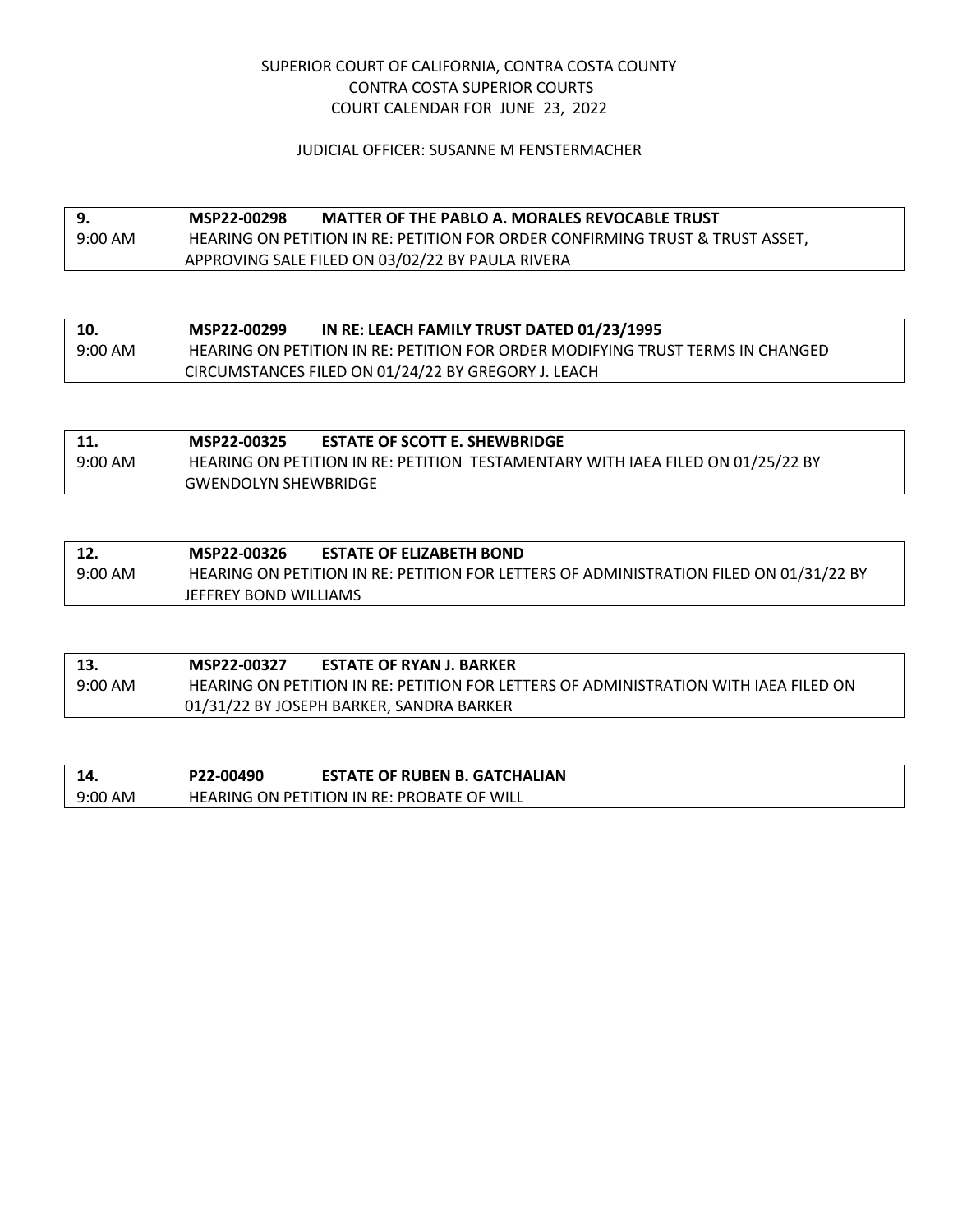SUPERIOR COURT OF CALIFORNIA, CONTRA COSTA COUNTY
CONTRA COSTA SUPERIOR COURTS
COURT CALENDAR FOR JUNE 23, 2022

JUDICIAL OFFICER: SUSANNE M FENSTERMACHER

| | | |
|---|---|---|
| **9.** | **MSP22-00298** | **MATTER OF THE PABLO A. MORALES REVOCABLE TRUST** |
| 9:00 AM | HEARING ON PETITION IN RE: PETITION FOR ORDER CONFIRMING TRUST & TRUST ASSET, APPROVING SALE FILED ON 03/02/22 BY PAULA RIVERA | |

| | | |
|---|---|---|
| **10.** | **MSP22-00299** | **IN RE: LEACH FAMILY TRUST DATED 01/23/1995** |
| 9:00 AM | HEARING ON PETITION IN RE: PETITION FOR ORDER MODIFYING TRUST TERMS IN CHANGED CIRCUMSTANCES FILED ON 01/24/22 BY GREGORY J. LEACH | |

| | | |
|---|---|---|
| **11.** | **MSP22-00325** | **ESTATE OF SCOTT E. SHEWBRIDGE** |
| 9:00 AM | HEARING ON PETITION IN RE: PETITION TESTAMENTARY WITH IAEA FILED ON 01/25/22 BY GWENDOLYN SHEWBRIDGE | |

| | | |
|---|---|---|
| **12.** | **MSP22-00326** | **ESTATE OF ELIZABETH BOND** |
| 9:00 AM | HEARING ON PETITION IN RE: PETITION FOR LETTERS OF ADMINISTRATION FILED ON 01/31/22 BY JEFFREY BOND WILLIAMS | |

| | | |
|---|---|---|
| **13.** | **MSP22-00327** | **ESTATE OF RYAN J. BARKER** |
| 9:00 AM | HEARING ON PETITION IN RE: PETITION FOR LETTERS OF ADMINISTRATION WITH IAEA FILED ON 01/31/22 BY JOSEPH BARKER, SANDRA BARKER | |

| | | |
|---|---|---|
| **14.** | **P22-00490** | **ESTATE OF RUBEN B. GATCHALIAN** |
| 9:00 AM | HEARING ON PETITION IN RE: PROBATE OF WILL | |